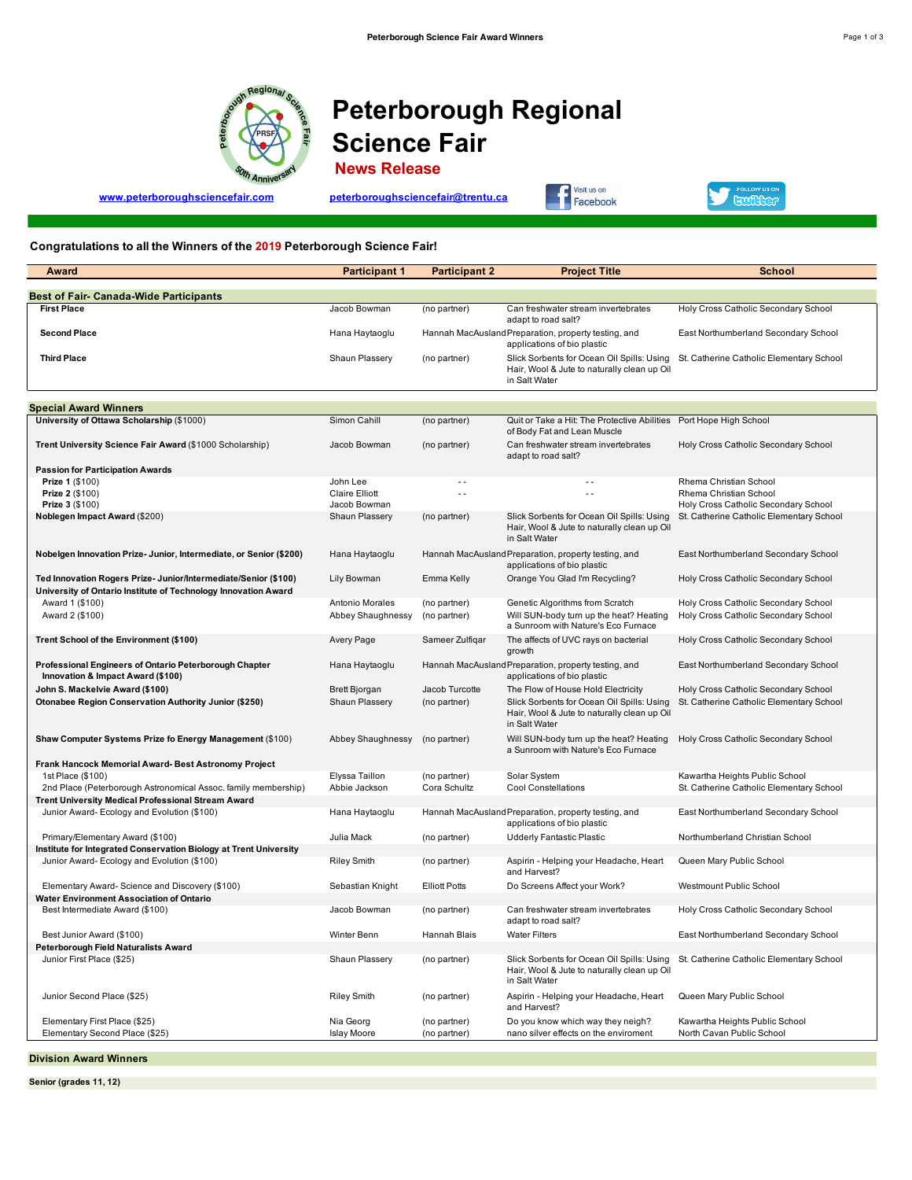# Peterborough Regional Science Fair

## News Release

www.peterboroughsciencefair.com  peterboroughsciencefair@trentu.ca  Visit us on Facebook  Follow us on twitter

**Congratulations to all the Winners of the 2019 Peterborough Science Fair!**

| Award | Participant 1 | Participant 2 | Project Title | School |
|---|---|---|---|---|
| **Best of Fair- Canada-Wide Participants** | | | | |
| **First Place** | Jacob Bowman | (no partner) | Can freshwater stream invertebrates adapt to road salt? | Holy Cross Catholic Secondary School |
| **Second Place** | Hana Haytaoglu | Hannah MacAusland | Preparation, property testing, and applications of bio plastic | East Northumberland Secondary School |
| **Third Place** | Shaun Plassery | (no partner) | Slick Sorbents for Ocean Oil Spills: Using Hair, Wool & Jute to naturally clean up Oil in Salt Water | St. Catherine Catholic Elementary School |
| **Special Award Winners** | | | | |
| **University of Ottawa Scholarship** ($1000) | Simon Cahill | (no partner) | Quit or Take a Hit: The Protective Abilities of Body Fat and Lean Muscle | Port Hope High School |
| **Trent University Science Fair Award** ($1000 Scholarship) | Jacob Bowman | (no partner) | Can freshwater stream invertebrates adapt to road salt? | Holy Cross Catholic Secondary School |
| **Passion for Participation Awards** | | | | |
| **Prize 1** ($100) | John Lee | - - | - - | Rhema Christian School |
| **Prize 2** ($100) | Claire Elliott | - - | - - | Rhema Christian School |
| **Prize 3** ($100) | Jacob Bowman | | | Holy Cross Catholic Secondary School |
| **Noblegen Impact Award** ($200) | Shaun Plassery | (no partner) | Slick Sorbents for Ocean Oil Spills: Using Hair, Wool & Jute to naturally clean up Oil in Salt Water | St. Catherine Catholic Elementary School |
| **Nobelgen Innovation Prize- Junior, Intermediate, or Senior ($200)** | Hana Haytaoglu | Hannah MacAusland | Preparation, property testing, and applications of bio plastic | East Northumberland Secondary School |
| **Ted Innovation Rogers Prize- Junior/Intermediate/Senior ($100)** | Lily Bowman | Emma Kelly | Orange You Glad I'm Recycling? | Holy Cross Catholic Secondary School |
| **University of Ontario Institute of Technology Innovation Award** | | | | |
| Award 1 ($100) | Antonio Morales | (no partner) | Genetic Algorithms from Scratch | Holy Cross Catholic Secondary School |
| Award 2 ($100) | Abbey Shaughnessy | (no partner) | Will SUN-body turn up the heat? Heating a Sunroom with Nature's Eco Furnace | Holy Cross Catholic Secondary School |
| **Trent School of the Environment ($100)** | Avery Page | Sameer Zulfiqar | The affects of UVC rays on bacterial growth | Holy Cross Catholic Secondary School |
| **Professional Engineers of Ontario Peterborough Chapter Innovation & Impact Award ($100)** | Hana Haytaoglu | Hannah MacAusland | Preparation, property testing, and applications of bio plastic | East Northumberland Secondary School |
| **John S. Mackelvie Award ($100)** | Brett Bjorgan | Jacob Turcotte | The Flow of House Hold Electricity | Holy Cross Catholic Secondary School |
| **Otonabee Region Conservation Authority Junior ($250)** | Shaun Plassery | (no partner) | Slick Sorbents for Ocean Oil Spills: Using Hair, Wool & Jute to naturally clean up Oil in Salt Water | St. Catherine Catholic Elementary School |
| **Shaw Computer Systems Prize fo Energy Management** ($100) | Abbey Shaughnessy | (no partner) | Will SUN-body turn up the heat? Heating a Sunroom with Nature's Eco Furnace | Holy Cross Catholic Secondary School |
| **Frank Hancock Memorial Award- Best Astronomy Project** | | | | |
| 1st Place ($100) | Elyssa Taillon | (no partner) | Solar System | Kawartha Heights Public School |
| 2nd Place (Peterborough Astronomical Assoc. family membership) | Abbie Jackson | Cora Schultz | Cool Constellations | St. Catherine Catholic Elementary School |
| **Trent University Medical Professional Stream Award** | | | | |
| Junior Award- Ecology and Evolution ($100) | Hana Haytaoglu | Hannah MacAusland | Preparation, property testing, and applications of bio plastic | East Northumberland Secondary School |
| Primary/Elementary Award ($100) | Julia Mack | (no partner) | Udderly Fantastic Plastic | Northumberland Christian School |
| **Institute for Integrated Conservation Biology at Trent University** | | | | |
| Junior Award- Ecology and Evolution ($100) | Riley Smith | (no partner) | Aspirin - Helping your Headache, Heart and Harvest? | Queen Mary Public School |
| Elementary Award- Science and Discovery ($100) | Sebastian Knight | Elliott Potts | Do Screens Affect your Work? | Westmount Public School |
| **Water Environment Association of Ontario** | | | | |
| Best Intermediate Award ($100) | Jacob Bowman | (no partner) | Can freshwater stream invertebrates adapt to road salt? | Holy Cross Catholic Secondary School |
| Best Junior Award ($100) | Winter Benn | Hannah Blais | Water Filters | East Northumberland Secondary School |
| **Peterborough Field Naturalists Award** | | | | |
| Junior First Place ($25) | Shaun Plassery | (no partner) | Slick Sorbents for Ocean Oil Spills: Using Hair, Wool & Jute to naturally clean up Oil in Salt Water | St. Catherine Catholic Elementary School |
| Junior Second Place ($25) | Riley Smith | (no partner) | Aspirin - Helping your Headache, Heart and Harvest? | Queen Mary Public School |
| Elementary First Place ($25) | Nia Georg | (no partner) | Do you know which way they neigh? | Kawartha Heights Public School |
| Elementary Second Place ($25) | Islay Moore | (no partner) | nano silver effects on the enviroment | North Cavan Public School |

**Division Award Winners**

**Senior (grades 11, 12)**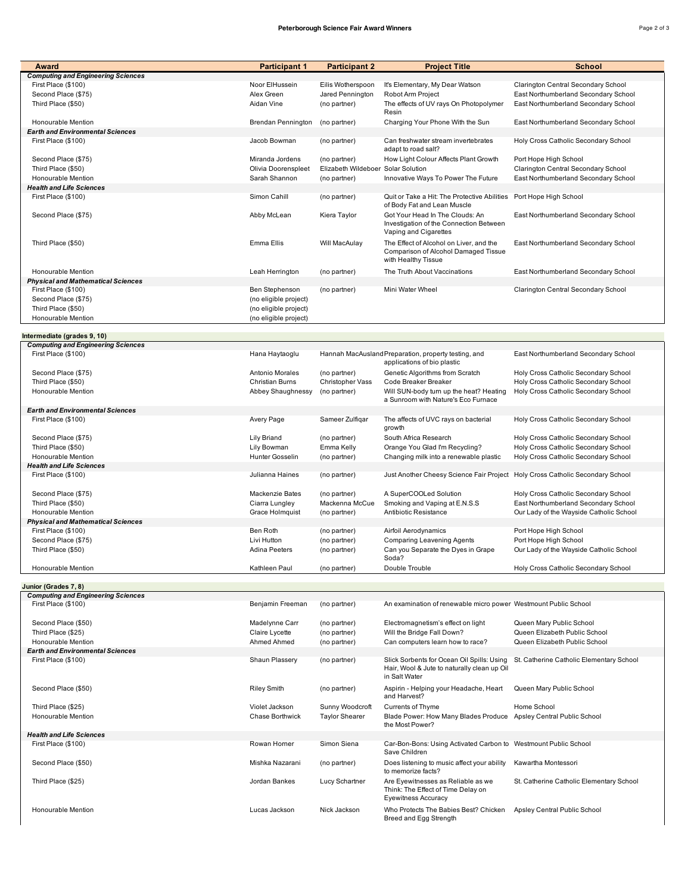| Award | Participant 1 | Participant 2 | Project Title | School |
|---|---|---|---|---|
| ***Computing and Engineering Sciences*** | | | | |
| First Place ($100) | Noor ElHussein | Eilis Wotherspoon | It's Elementary, My Dear Watson | Clarington Central Secondary School |
| Second Place ($75) | Alex Green | Jared Pennington | Robot Arm Project | East Northumberland Secondary School |
| Third Place ($50) | Aidan Vine | (no partner) | The effects of UV rays On Photopolymer Resin | East Northumberland Secondary School |
| Honourable Mention | Brendan Pennington | (no partner) | Charging Your Phone With the Sun | East Northumberland Secondary School |
| ***Earth and Environmental Sciences*** | | | | |
| First Place ($100) | Jacob Bowman | (no partner) | Can freshwater stream invertebrates adapt to road salt? | Holy Cross Catholic Secondary School |
| Second Place ($75) | Miranda Jordens | (no partner) | How Light Colour Affects Plant Growth | Port Hope High School |
| Third Place ($50) | Olivia Doorenspleet | Elizabeth Wildeboer | Solar Solution | Clarington Central Secondary School |
| Honourable Mention | Sarah Shannon | (no partner) | Innovative Ways To Power The Future | East Northumberland Secondary School |
| ***Health and Life Sciences*** | | | | |
| First Place ($100) | Simon Cahill | (no partner) | Quit or Take a Hit: The Protective Abilities of Body Fat and Lean Muscle | Port Hope High School |
| Second Place ($75) | Abby McLean | Kiera Taylor | Got Your Head In The Clouds: An Investigation of the Connection Between Vaping and Cigarettes | East Northumberland Secondary School |
| Third Place ($50) | Emma Ellis | Will MacAulay | The Effect of Alcohol on Liver, and the Comparison of Alcohol Damaged Tissue with Healthy Tissue | East Northumberland Secondary School |
| Honourable Mention | Leah Herrington | (no partner) | The Truth About Vaccinations | East Northumberland Secondary School |
| ***Physical and Mathematical Sciences*** | | | | |
| First Place ($100) | Ben Stephenson | (no partner) | Mini Water Wheel | Clarington Central Secondary School |
| Second Place ($75) | (no eligible project) | | | |
| Third Place ($50) | (no eligible project) | | | |
| Honourable Mention | (no eligible project) | | | |

| Award | Participant 1 | Participant 2 | Project Title | School |
|---|---|---|---|---|
| **Intermediate (grades 9, 10)** | | | | |
| ***Computing and Engineering Sciences*** | | | | |
| First Place ($100) | Hana Haytaoglu | Hannah MacAusland | Preparation, property testing, and applications of bio plastic | East Northumberland Secondary School |
| Second Place ($75) | Antonio Morales | (no partner) | Genetic Algorithms from Scratch | Holy Cross Catholic Secondary School |
| Third Place ($50) | Christian Burns | Christopher Vass | Code Breaker Breaker | Holy Cross Catholic Secondary School |
| Honourable Mention | Abbey Shaughnessy | (no partner) | Will SUN-body turn up the heat? Heating a Sunroom with Nature's Eco Furnace | Holy Cross Catholic Secondary School |
| ***Earth and Environmental Sciences*** | | | | |
| First Place ($100) | Avery Page | Sameer Zulfiqar | The affects of UVC rays on bacterial growth | Holy Cross Catholic Secondary School |
| Second Place ($75) | Lily Briand | (no partner) | South Africa Research | Holy Cross Catholic Secondary School |
| Third Place ($50) | Lily Bowman | Emma Kelly | Orange You Glad I'm Recycling? | Holy Cross Catholic Secondary School |
| Honourable Mention | Hunter Gosselin | (no partner) | Changing milk into a renewable plastic | Holy Cross Catholic Secondary School |
| ***Health and Life Sciences*** | | | | |
| First Place ($100) | Julianna Haines | (no partner) | Just Another Cheesy Science Fair Project | Holy Cross Catholic Secondary School |
| Second Place ($75) | Mackenzie Bates | (no partner) | A SuperCOOLed Solution | Holy Cross Catholic Secondary School |
| Third Place ($50) | Ciarra Lungley | Mackenna McCue | Smoking and Vaping at E.N.S.S | East Northumberland Secondary School |
| Honourable Mention | Grace Holmquist | (no partner) | Antibiotic Resistance | Our Lady of the Wayside Catholic School |
| ***Physical and Mathematical Sciences*** | | | | |
| First Place ($100) | Ben Roth | (no partner) | Airfoil Aerodynamics | Port Hope High School |
| Second Place ($75) | Livi Hutton | (no partner) | Comparing Leavening Agents | Port Hope High School |
| Third Place ($50) | Adina Peeters | (no partner) | Can you Separate the Dyes in Grape Soda? | Our Lady of the Wayside Catholic School |
| Honourable Mention | Kathleen Paul | (no partner) | Double Trouble | Holy Cross Catholic Secondary School |

| Award | Participant 1 | Participant 2 | Project Title | School |
|---|---|---|---|---|
| **Junior (Grades 7, 8)** | | | | |
| ***Computing and Engineering Sciences*** | | | | |
| First Place ($100) | Benjamin Freeman | (no partner) | An examination of renewable micro power | Westmount Public School |
| Second Place ($50) | Madelynne Carr | (no partner) | Electromagnetism's effect on light | Queen Mary Public School |
| Third Place ($25) | Claire Lycette | (no partner) | Will the Bridge Fall Down? | Queen Elizabeth Public School |
| Honourable Mention | Ahmed Ahmed | (no partner) | Can computers learn how to race? | Queen Elizabeth Public School |
| ***Earth and Environmental Sciences*** | | | | |
| First Place ($100) | Shaun Plassery | (no partner) | Slick Sorbents for Ocean Oil Spills: Using Hair, Wool & Jute to naturally clean up Oil in Salt Water | St. Catherine Catholic Elementary School |
| Second Place ($50) | Riley Smith | (no partner) | Aspirin - Helping your Headache, Heart and Harvest? | Queen Mary Public School |
| Third Place ($25) | Violet Jackson | Sunny Woodcroft | Currents of Thyme | Home School |
| Honourable Mention | Chase Borthwick | Taylor Shearer | Blade Power: How Many Blades Produce the Most Power? | Apsley Central Public School |
| ***Health and Life Sciences*** | | | | |
| First Place ($100) | Rowan Horner | Simon Siena | Car-Bon-Bons: Using Activated Carbon to Save Children | Westmount Public School |
| Second Place ($50) | Mishka Nazarani | (no partner) | Does listening to music affect your ability to memorize facts? | Kawartha Montessori |
| Third Place ($25) | Jordan Bankes | Lucy Schartner | Are Eyewitnesses as Reliable as we Think: The Effect of Time Delay on Eyewitness Accuracy | St. Catherine Catholic Elementary School |
| Honourable Mention | Lucas Jackson | Nick Jackson | Who Protects The Babies Best? Chicken Breed and Egg Strength | Apsley Central Public School |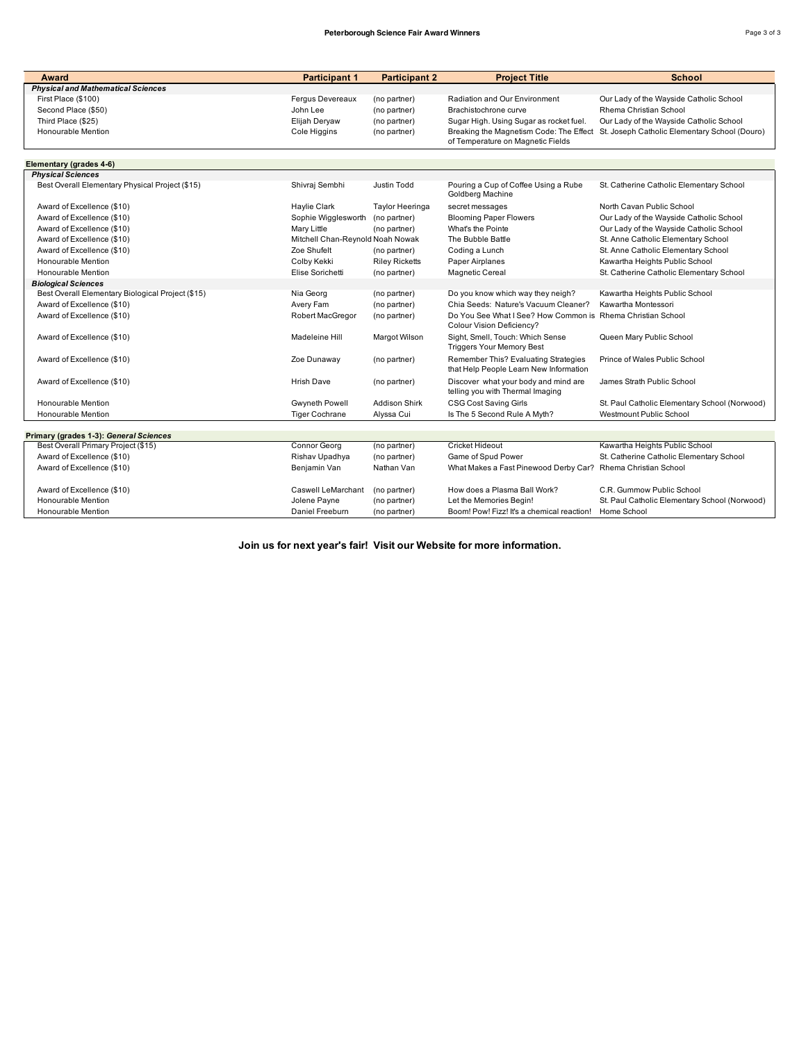| Award | Participant 1 | Participant 2 | Project Title | School |
|---|---|---|---|---|
| ***Physical and Mathematical Sciences*** | | | | |
| First Place ($100) | Fergus Devereaux | (no partner) | Radiation and Our Environment | Our Lady of the Wayside Catholic School |
| Second Place ($50) | John Lee | (no partner) | Brachistochrone curve | Rhema Christian School |
| Third Place ($25) | Elijah Deryaw | (no partner) | Sugar High. Using Sugar as rocket fuel. | Our Lady of the Wayside Catholic School |
| Honourable Mention | Cole Higgins | (no partner) | Breaking the Magnetism Code: The Effect of Temperature on Magnetic Fields | St. Joseph Catholic Elementary School (Douro) |

| **Elementary (grades 4-6)** | | | | |
|---|---|---|---|---|
| ***Physical Sciences*** | | | | |
| Best Overall Elementary Physical Project ($15) | Shivraj Sembhi | Justin Todd | Pouring a Cup of Coffee Using a Rube Goldberg Machine | St. Catherine Catholic Elementary School |
| Award of Excellence ($10) | Haylie Clark | Taylor Heeringa | secret messages | North Cavan Public School |
| Award of Excellence ($10) | Sophie Wigglesworth | (no partner) | Blooming Paper Flowers | Our Lady of the Wayside Catholic School |
| Award of Excellence ($10) | Mary Little | (no partner) | What's the Pointe | Our Lady of the Wayside Catholic School |
| Award of Excellence ($10) | Mitchell Chan-Reynold | Noah Nowak | The Bubble Battle | St. Anne Catholic Elementary School |
| Award of Excellence ($10) | Zoe Shufelt | (no partner) | Coding a Lunch | St. Anne Catholic Elementary School |
| Honourable Mention | Colby Kekki | Riley Ricketts | Paper Airplanes | Kawartha Heights Public School |
| Honourable Mention | Elise Sorichetti | (no partner) | Magnetic Cereal | St. Catherine Catholic Elementary School |
| ***Biological Sciences*** | | | | |
| Best Overall Elementary Biological Project ($15) | Nia Georg | (no partner) | Do you know which way they neigh? | Kawartha Heights Public School |
| Award of Excellence ($10) | Avery Fam | (no partner) | Chia Seeds: Nature's Vacuum Cleaner? | Kawartha Montessori |
| Award of Excellence ($10) | Robert MacGregor | (no partner) | Do You See What I See? How Common is Colour Vision Deficiency? | Rhema Christian School |
| Award of Excellence ($10) | Madeleine Hill | Margot Wilson | Sight, Smell, Touch: Which Sense Triggers Your Memory Best | Queen Mary Public School |
| Award of Excellence ($10) | Zoe Dunaway | (no partner) | Remember This? Evaluating Strategies that Help People Learn New Information | Prince of Wales Public School |
| Award of Excellence ($10) | Hrish Dave | (no partner) | Discover what your body and mind are telling you with Thermal Imaging | James Strath Public School |
| Honourable Mention | Gwyneth Powell | Addison Shirk | CSG Cost Saving Girls | St. Paul Catholic Elementary School (Norwood) |
| Honourable Mention | Tiger Cochrane | Alyssa Cui | Is The 5 Second Rule A Myth? | Westmount Public School |

| **Primary (grades 1-3): *General Sciences*** | | | | |
|---|---|---|---|---|
| Best Overall Primary Project ($15) | Connor Georg | (no partner) | Cricket Hideout | Kawartha Heights Public School |
| Award of Excellence ($10) | Rishav Upadhya | (no partner) | Game of Spud Power | St. Catherine Catholic Elementary School |
| Award of Excellence ($10) | Benjamin Van | Nathan Van | What Makes a Fast Pinewood Derby Car? | Rhema Christian School |
| Award of Excellence ($10) | Caswell LeMarchant | (no partner) | How does a Plasma Ball Work? | C.R. Gummow Public School |
| Honourable Mention | Jolene Payne | (no partner) | Let the Memories Begin! | St. Paul Catholic Elementary School (Norwood) |
| Honourable Mention | Daniel Freeburn | (no partner) | Boom! Pow! Fizz! It's a chemical reaction! | Home School |

**Join us for next year's fair! Visit our Website for more information.**